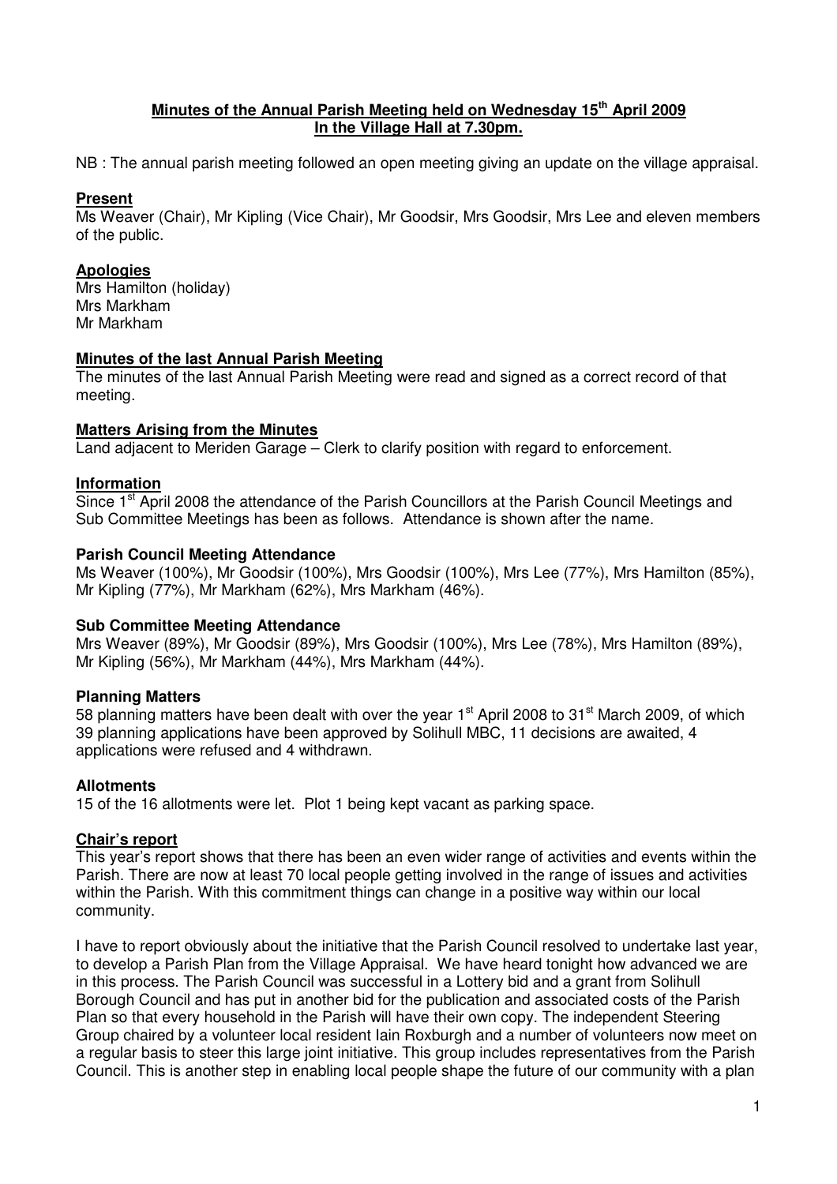**Minutes of the Annual Parish Meeting held on Wednesday 15th April 2009**
**In the Village Hall at 7.30pm.**

NB : The annual parish meeting followed an open meeting giving an update on the village appraisal.

**Present**
Ms Weaver (Chair), Mr Kipling (Vice Chair), Mr Goodsir, Mrs Goodsir, Mrs Lee and eleven members of the public.

**Apologies**
Mrs Hamilton (holiday)
Mrs Markham
Mr Markham

**Minutes of the last Annual Parish Meeting**
The minutes of the last Annual Parish Meeting were read and signed as a correct record of that meeting.

**Matters Arising from the Minutes**
Land adjacent to Meriden Garage – Clerk to clarify position with regard to enforcement.

**Information**
Since 1st April 2008 the attendance of the Parish Councillors at the Parish Council Meetings and Sub Committee Meetings has been as follows. Attendance is shown after the name.

**Parish Council Meeting Attendance**
Ms Weaver (100%), Mr Goodsir (100%), Mrs Goodsir (100%), Mrs Lee (77%), Mrs Hamilton (85%), Mr Kipling (77%), Mr Markham (62%), Mrs Markham (46%).

**Sub Committee Meeting Attendance**
Mrs Weaver (89%), Mr Goodsir (89%), Mrs Goodsir (100%), Mrs Lee (78%), Mrs Hamilton (89%), Mr Kipling (56%), Mr Markham (44%), Mrs Markham (44%).

**Planning Matters**
58 planning matters have been dealt with over the year 1st April 2008 to 31st March 2009, of which 39 planning applications have been approved by Solihull MBC, 11 decisions are awaited, 4 applications were refused and 4 withdrawn.

**Allotments**
15 of the 16 allotments were let. Plot 1 being kept vacant as parking space.

**Chair's report**
This year's report shows that there has been an even wider range of activities and events within the Parish. There are now at least 70 local people getting involved in the range of issues and activities within the Parish. With this commitment things can change in a positive way within our local community.

I have to report obviously about the initiative that the Parish Council resolved to undertake last year, to develop a Parish Plan from the Village Appraisal. We have heard tonight how advanced we are in this process. The Parish Council was successful in a Lottery bid and a grant from Solihull Borough Council and has put in another bid for the publication and associated costs of the Parish Plan so that every household in the Parish will have their own copy. The independent Steering Group chaired by a volunteer local resident Iain Roxburgh and a number of volunteers now meet on a regular basis to steer this large joint initiative. This group includes representatives from the Parish Council. This is another step in enabling local people shape the future of our community with a plan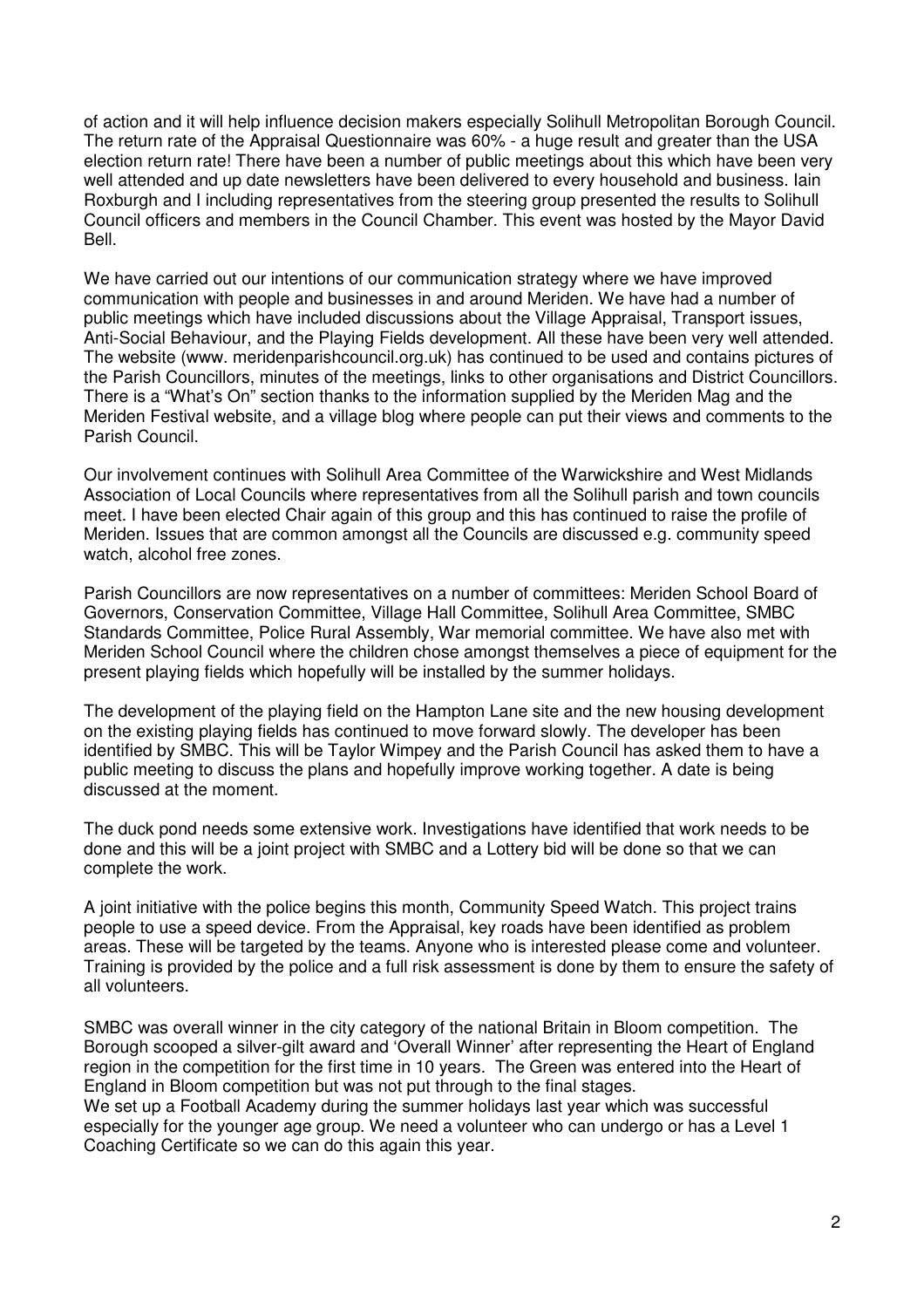of action and it will help influence decision makers especially Solihull Metropolitan Borough Council. The return rate of the Appraisal Questionnaire was 60% - a huge result and greater than the USA election return rate! There have been a number of public meetings about this which have been very well attended and up date newsletters have been delivered to every household and business. Iain Roxburgh and I including representatives from the steering group presented the results to Solihull Council officers and members in the Council Chamber. This event was hosted by the Mayor David Bell.

We have carried out our intentions of our communication strategy where we have improved communication with people and businesses in and around Meriden. We have had a number of public meetings which have included discussions about the Village Appraisal, Transport issues, Anti-Social Behaviour, and the Playing Fields development. All these have been very well attended. The website (www. meridenparishcouncil.org.uk) has continued to be used and contains pictures of the Parish Councillors, minutes of the meetings, links to other organisations and District Councillors. There is a "What's On" section thanks to the information supplied by the Meriden Mag and the Meriden Festival website, and a village blog where people can put their views and comments to the Parish Council.

Our involvement continues with Solihull Area Committee of the Warwickshire and West Midlands Association of Local Councils where representatives from all the Solihull parish and town councils meet. I have been elected Chair again of this group and this has continued to raise the profile of Meriden. Issues that are common amongst all the Councils are discussed e.g. community speed watch, alcohol free zones.

Parish Councillors are now representatives on a number of committees: Meriden School Board of Governors, Conservation Committee, Village Hall Committee, Solihull Area Committee, SMBC Standards Committee, Police Rural Assembly, War memorial committee. We have also met with Meriden School Council where the children chose amongst themselves a piece of equipment for the present playing fields which hopefully will be installed by the summer holidays.

The development of the playing field on the Hampton Lane site and the new housing development on the existing playing fields has continued to move forward slowly. The developer has been identified by SMBC. This will be Taylor Wimpey and the Parish Council has asked them to have a public meeting to discuss the plans and hopefully improve working together. A date is being discussed at the moment.

The duck pond needs some extensive work. Investigations have identified that work needs to be done and this will be a joint project with SMBC and a Lottery bid will be done so that we can complete the work.

A joint initiative with the police begins this month, Community Speed Watch. This project trains people to use a speed device. From the Appraisal, key roads have been identified as problem areas. These will be targeted by the teams. Anyone who is interested please come and volunteer. Training is provided by the police and a full risk assessment is done by them to ensure the safety of all volunteers.

SMBC was overall winner in the city category of the national Britain in Bloom competition. The Borough scooped a silver-gilt award and 'Overall Winner' after representing the Heart of England region in the competition for the first time in 10 years. The Green was entered into the Heart of England in Bloom competition but was not put through to the final stages.
We set up a Football Academy during the summer holidays last year which was successful especially for the younger age group. We need a volunteer who can undergo or has a Level 1 Coaching Certificate so we can do this again this year.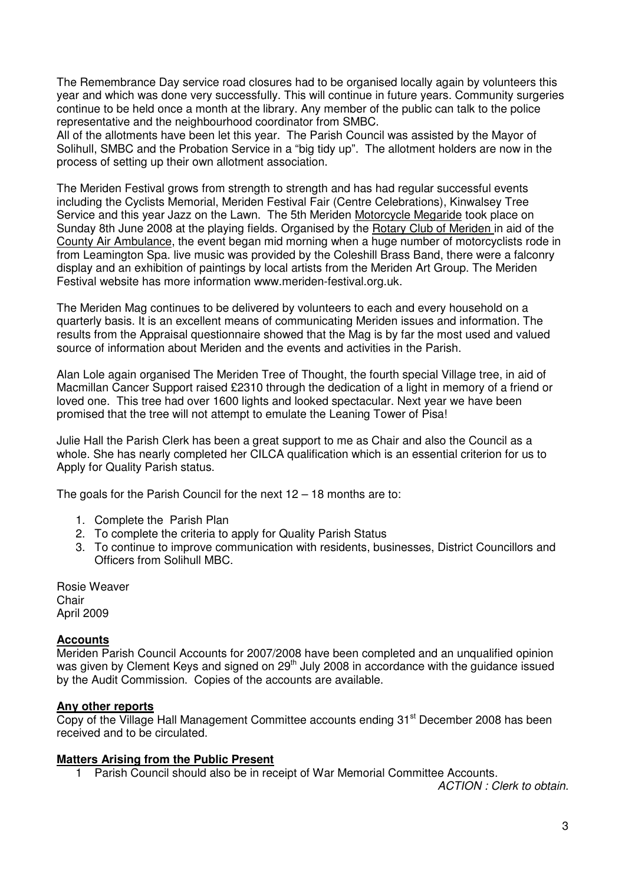The Remembrance Day service road closures had to be organised locally again by volunteers this year and which was done very successfully. This will continue in future years. Community surgeries continue to be held once a month at the library. Any member of the public can talk to the police representative and the neighbourhood coordinator from SMBC.
All of the allotments have been let this year. The Parish Council was assisted by the Mayor of Solihull, SMBC and the Probation Service in a "big tidy up". The allotment holders are now in the process of setting up their own allotment association.

The Meriden Festival grows from strength to strength and has had regular successful events including the Cyclists Memorial, Meriden Festival Fair (Centre Celebrations), Kinwalsey Tree Service and this year Jazz on the Lawn. The 5th Meriden Motorcycle Megaride took place on Sunday 8th June 2008 at the playing fields. Organised by the Rotary Club of Meriden in aid of the County Air Ambulance, the event began mid morning when a huge number of motorcyclists rode in from Leamington Spa. live music was provided by the Coleshill Brass Band, there were a falconry display and an exhibition of paintings by local artists from the Meriden Art Group. The Meriden Festival website has more information www.meriden-festival.org.uk.

The Meriden Mag continues to be delivered by volunteers to each and every household on a quarterly basis. It is an excellent means of communicating Meriden issues and information. The results from the Appraisal questionnaire showed that the Mag is by far the most used and valued source of information about Meriden and the events and activities in the Parish.

Alan Lole again organised The Meriden Tree of Thought, the fourth special Village tree, in aid of Macmillan Cancer Support raised £2310 through the dedication of a light in memory of a friend or loved one. This tree had over 1600 lights and looked spectacular. Next year we have been promised that the tree will not attempt to emulate the Leaning Tower of Pisa!

Julie Hall the Parish Clerk has been a great support to me as Chair and also the Council as a whole. She has nearly completed her CILCA qualification which is an essential criterion for us to Apply for Quality Parish status.

The goals for the Parish Council for the next 12 – 18 months are to:

1. Complete the Parish Plan
2. To complete the criteria to apply for Quality Parish Status
3. To continue to improve communication with residents, businesses, District Councillors and Officers from Solihull MBC.

Rosie Weaver
Chair
April 2009

**Accounts**

Meriden Parish Council Accounts for 2007/2008 have been completed and an unqualified opinion was given by Clement Keys and signed on 29th July 2008 in accordance with the guidance issued by the Audit Commission. Copies of the accounts are available.

**Any other reports**

Copy of the Village Hall Management Committee accounts ending 31st December 2008 has been received and to be circulated.

**Matters Arising from the Public Present**

1 Parish Council should also be in receipt of War Memorial Committee Accounts.
*ACTION : Clerk to obtain.*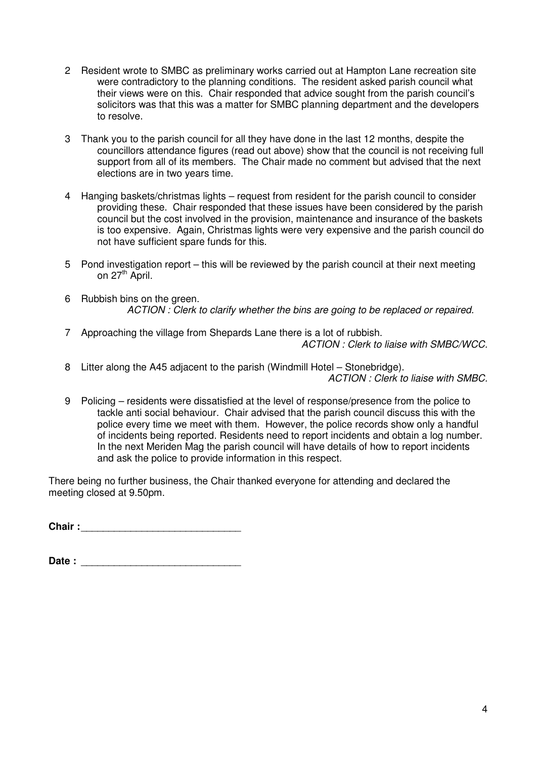2. Resident wrote to SMBC as preliminary works carried out at Hampton Lane recreation site were contradictory to the planning conditions. The resident asked parish council what their views were on this. Chair responded that advice sought from the parish council's solicitors was that this was a matter for SMBC planning department and the developers to resolve.

3. Thank you to the parish council for all they have done in the last 12 months, despite the councillors attendance figures (read out above) show that the council is not receiving full support from all of its members. The Chair made no comment but advised that the next elections are in two years time.

4. Hanging baskets/christmas lights – request from resident for the parish council to consider providing these. Chair responded that these issues have been considered by the parish council but the cost involved in the provision, maintenance and insurance of the baskets is too expensive. Again, Christmas lights were very expensive and the parish council do not have sufficient spare funds for this.

5. Pond investigation report – this will be reviewed by the parish council at their next meeting on 27th April.

6. Rubbish bins on the green.
   *ACTION : Clerk to clarify whether the bins are going to be replaced or repaired.*

7. Approaching the village from Shepards Lane there is a lot of rubbish.
   *ACTION : Clerk to liaise with SMBC/WCC.*

8. Litter along the A45 adjacent to the parish (Windmill Hotel – Stonebridge).
   *ACTION : Clerk to liaise with SMBC.*

9. Policing – residents were dissatisfied at the level of response/presence from the police to tackle anti social behaviour. Chair advised that the parish council discuss this with the police every time we meet with them. However, the police records show only a handful of incidents being reported. Residents need to report incidents and obtain a log number. In the next Meriden Mag the parish council will have details of how to report incidents and ask the police to provide information in this respect.

There being no further business, the Chair thanked everyone for attending and declared the meeting closed at 9.50pm.

**Chair :**\_\_\_\_\_\_\_\_\_\_\_\_\_\_\_\_\_\_\_\_\_\_\_\_\_\_\_\_

**Date :** \_\_\_\_\_\_\_\_\_\_\_\_\_\_\_\_\_\_\_\_\_\_\_\_\_\_\_\_